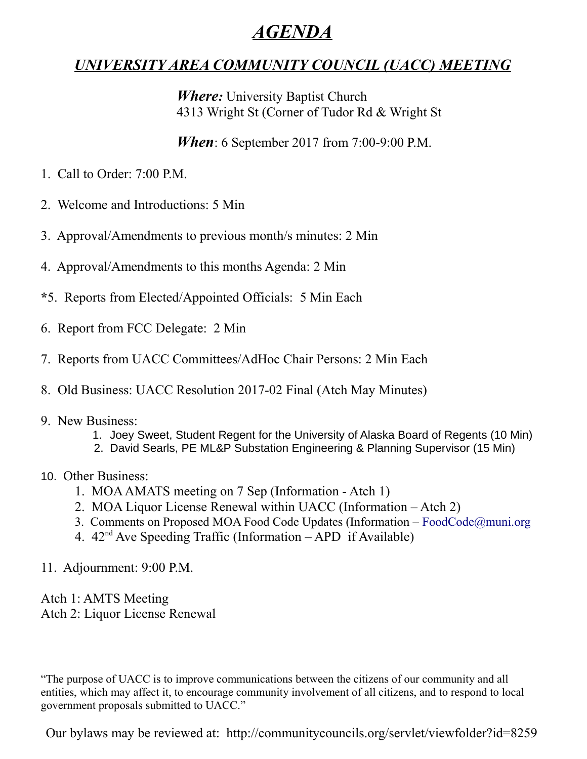# *AGENDA*

## *UNIVERSITY AREA COMMUNITY COUNCIL (UACC) MEETING*

***Where:*** University Baptist Church
4313 Wright St (Corner of Tudor Rd & Wright St

***When***: 6 September 2017 from 7:00-9:00 P.M.

1. Call to Order: 7:00 P.M.

2. Welcome and Introductions: 5 Min

3. Approval/Amendments to previous month/s minutes: 2 Min

4. Approval/Amendments to this months Agenda: 2 Min

*5. Reports from Elected/Appointed Officials: 5 Min Each

6. Report from FCC Delegate: 2 Min

7. Reports from UACC Committees/AdHoc Chair Persons: 2 Min Each

8. Old Business: UACC Resolution 2017-02 Final (Atch May Minutes)

9. New Business:
   1. Joey Sweet, Student Regent for the University of Alaska Board of Regents (10 Min)
   2. David Searls, PE ML&P Substation Engineering & Planning Supervisor (15 Min)

10. Other Business:
    1. MOA AMATS meeting on 7 Sep (Information - Atch 1)
    2. MOA Liquor License Renewal within UACC (Information – Atch 2)
    3. Comments on Proposed MOA Food Code Updates (Information – FoodCode@muni.org
    4. 42nd Ave Speeding Traffic (Information – APD if Available)

11. Adjournment: 9:00 P.M.

Atch 1: AMTS Meeting
Atch 2: Liquor License Renewal

"The purpose of UACC is to improve communications between the citizens of our community and all entities, which may affect it, to encourage community involvement of all citizens, and to respond to local government proposals submitted to UACC."

Our bylaws may be reviewed at: http://communitycouncils.org/servlet/viewfolder?id=8259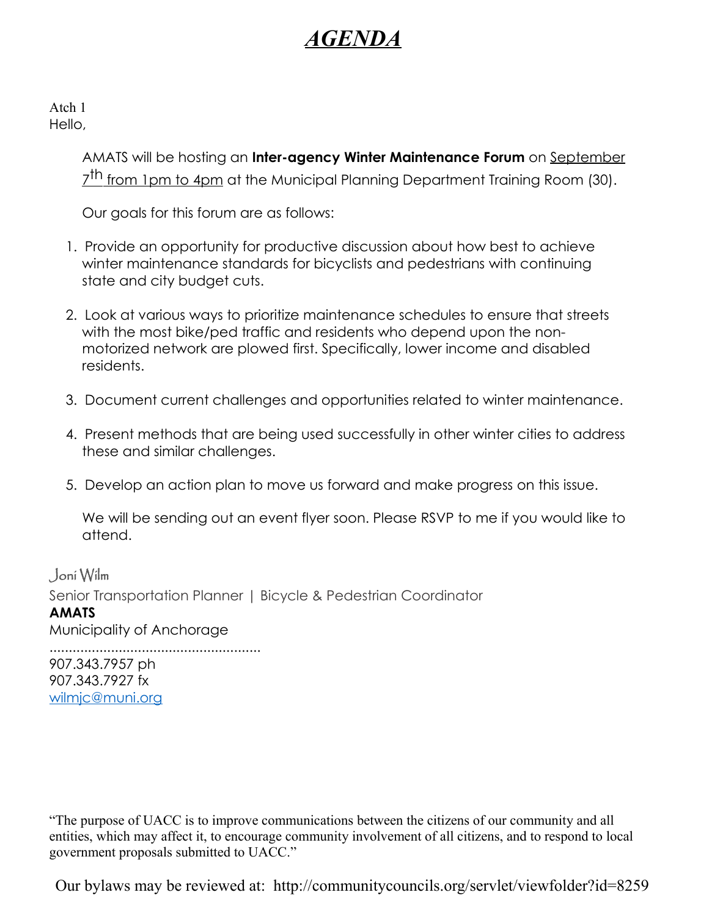# ***AGENDA***

Atch 1

Hello,

AMATS will be hosting an **Inter-agency Winter Maintenance Forum** on September 7th from 1pm to 4pm at the Municipal Planning Department Training Room (30).

Our goals for this forum are as follows:

1. Provide an opportunity for productive discussion about how best to achieve winter maintenance standards for bicyclists and pedestrians with continuing state and city budget cuts.

2. Look at various ways to prioritize maintenance schedules to ensure that streets with the most bike/ped traffic and residents who depend upon the non-motorized network are plowed first. Specifically, lower income and disabled residents.

3. Document current challenges and opportunities related to winter maintenance.

4. Present methods that are being used successfully in other winter cities to address these and similar challenges.

5. Develop an action plan to move us forward and make progress on this issue.

We will be sending out an event flyer soon. Please RSVP to me if you would like to attend.

Joni Wilm

Senior Transportation Planner | Bicycle & Pedestrian Coordinator

**AMATS**

Municipality of Anchorage

........................................................

907.343.7957 ph

907.343.7927 fx

wilmjc@muni.org

"The purpose of UACC is to improve communications between the citizens of our community and all entities, which may affect it, to encourage community involvement of all citizens, and to respond to local government proposals submitted to UACC."

Our bylaws may be reviewed at: http://communitycouncils.org/servlet/viewfolder?id=8259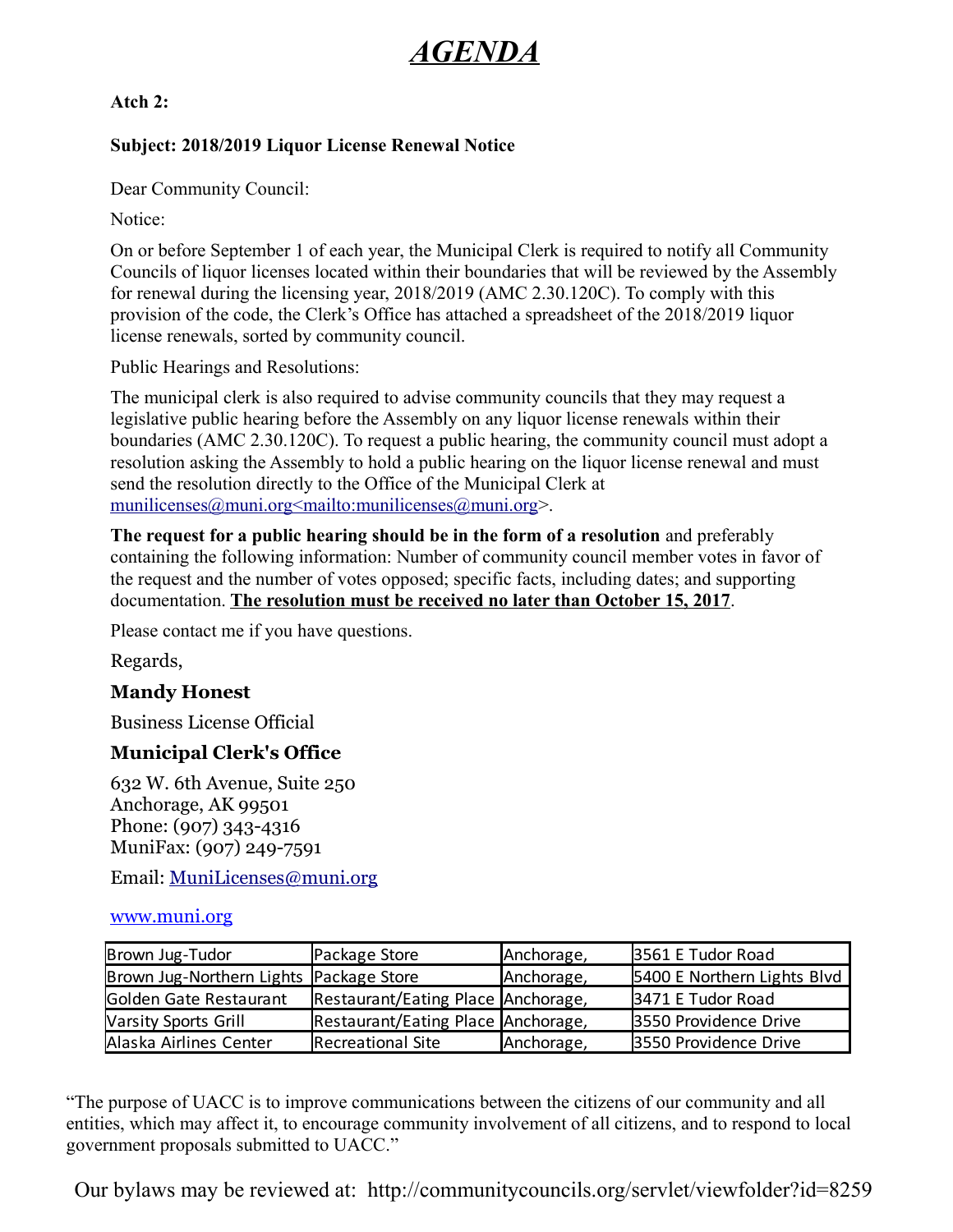# *AGENDA*

**Atch 2:**

**Subject: 2018/2019 Liquor License Renewal Notice**

Dear Community Council:

Notice:

On or before September 1 of each year, the Municipal Clerk is required to notify all Community Councils of liquor licenses located within their boundaries that will be reviewed by the Assembly for renewal during the licensing year, 2018/2019 (AMC 2.30.120C). To comply with this provision of the code, the Clerk's Office has attached a spreadsheet of the 2018/2019 liquor license renewals, sorted by community council.

Public Hearings and Resolutions:

The municipal clerk is also required to advise community councils that they may request a legislative public hearing before the Assembly on any liquor license renewals within their boundaries (AMC 2.30.120C). To request a public hearing, the community council must adopt a resolution asking the Assembly to hold a public hearing on the liquor license renewal and must send the resolution directly to the Office of the Municipal Clerk at munilicenses@muni.org<mailto:munilicenses@muni.org>.

**The request for a public hearing should be in the form of a resolution** and preferably containing the following information: Number of community council member votes in favor of the request and the number of votes opposed; specific facts, including dates; and supporting documentation. **The resolution must be received no later than October 15, 2017**.

Please contact me if you have questions.

Regards,

**Mandy Honest**

Business License Official

**Municipal Clerk's Office**

632 W. 6th Avenue, Suite 250
Anchorage, AK 99501
Phone: (907) 343-4316
MuniFax: (907) 249-7591

Email: MuniLicenses@muni.org

www.muni.org

| | | | |
|---|---|---|---|
| Brown Jug-Tudor | Package Store | Anchorage, | 3561 E Tudor Road |
| Brown Jug-Northern Lights | Package Store | Anchorage, | 5400 E Northern Lights Blvd |
| Golden Gate Restaurant | Restaurant/Eating Place | Anchorage, | 3471 E Tudor Road |
| Varsity Sports Grill | Restaurant/Eating Place | Anchorage, | 3550 Providence Drive |
| Alaska Airlines Center | Recreational Site | Anchorage, | 3550 Providence Drive |

"The purpose of UACC is to improve communications between the citizens of our community and all entities, which may affect it, to encourage community involvement of all citizens, and to respond to local government proposals submitted to UACC."

Our bylaws may be reviewed at: http://communitycouncils.org/servlet/viewfolder?id=8259